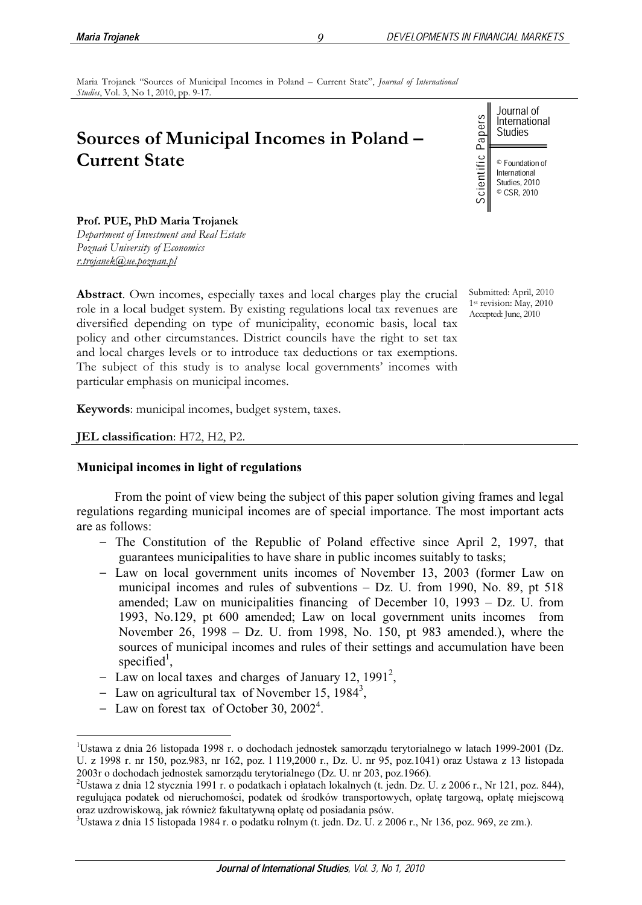Maria Trojanek "Sources of Municipal Incomes in Poland – Current State", *Journal of International Studies*, Vol. 3, No 1, 2010, pp. 9-17.

Journal of International Studies

Scientific Papers

© Foundation of International Studies, 2010
© CSR, 2010

# Sources of Municipal Incomes in Poland – Current State

**Prof. PUE, PhD Maria Trojanek**
*Department of Investment and Real Estate*
*Poznań University of Economics*
*r.trojanek@ue.poznan.pl*

Submitted: April, 2010
1st revision: May, 2010
Accepted: June, 2010

**Abstract**. Own incomes, especially taxes and local charges play the crucial role in a local budget system. By existing regulations local tax revenues are diversified depending on type of municipality, economic basis, local tax policy and other circumstances. District councils have the right to set tax and local charges levels or to introduce tax deductions or tax exemptions. The subject of this study is to analyse local governments' incomes with particular emphasis on municipal incomes.

**Keywords**: municipal incomes, budget system, taxes.

**JEL classification**: H72, H2, P2.

## Municipal incomes in light of regulations

From the point of view being the subject of this paper solution giving frames and legal regulations regarding municipal incomes are of special importance. The most important acts are as follows:

- The Constitution of the Republic of Poland effective since April 2, 1997, that guarantees municipalities to have share in public incomes suitably to tasks;
- Law on local government units incomes of November 13, 2003 (former Law on municipal incomes and rules of subventions – Dz. U. from 1990, No. 89, pt 518 amended; Law on municipalities financing of December 10, 1993 – Dz. U. from 1993, No.129, pt 600 amended; Law on local government units incomes from November 26, 1998 – Dz. U. from 1998, No. 150, pt 983 amended.), where the sources of municipal incomes and rules of their settings and accumulation have been specified[1],
- Law on local taxes and charges of January 12, 1991[2],
- Law on agricultural tax of November 15, 1984[3],
- Law on forest tax of October 30, 2002[4].

---

[1]Ustawa z dnia 26 listopada 1998 r. o dochodach jednostek samorządu terytorialnego w latach 1999-2001 (Dz. U. z 1998 r. nr 150, poz.983, nr 162, poz. l 119,2000 r., Dz. U. nr 95, poz.1041) oraz Ustawa z 13 listopada 2003r o dochodach jednostek samorządu terytorialnego (Dz. U. nr 203, poz.1966).

[2]Ustawa z dnia 12 stycznia 1991 r. o podatkach i opłatach lokalnych (t. jedn. Dz. U. z 2006 r., Nr 121, poz. 844), regulująca podatek od nieruchomości, podatek od środków transportowych, opłatę targową, opłatę miejscową oraz uzdrowiskową, jak również fakultatywną opłatę od posiadania psów.

[3]Ustawa z dnia 15 listopada 1984 r. o podatku rolnym (t. jedn. Dz. U. z 2006 r., Nr 136, poz. 969, ze zm.).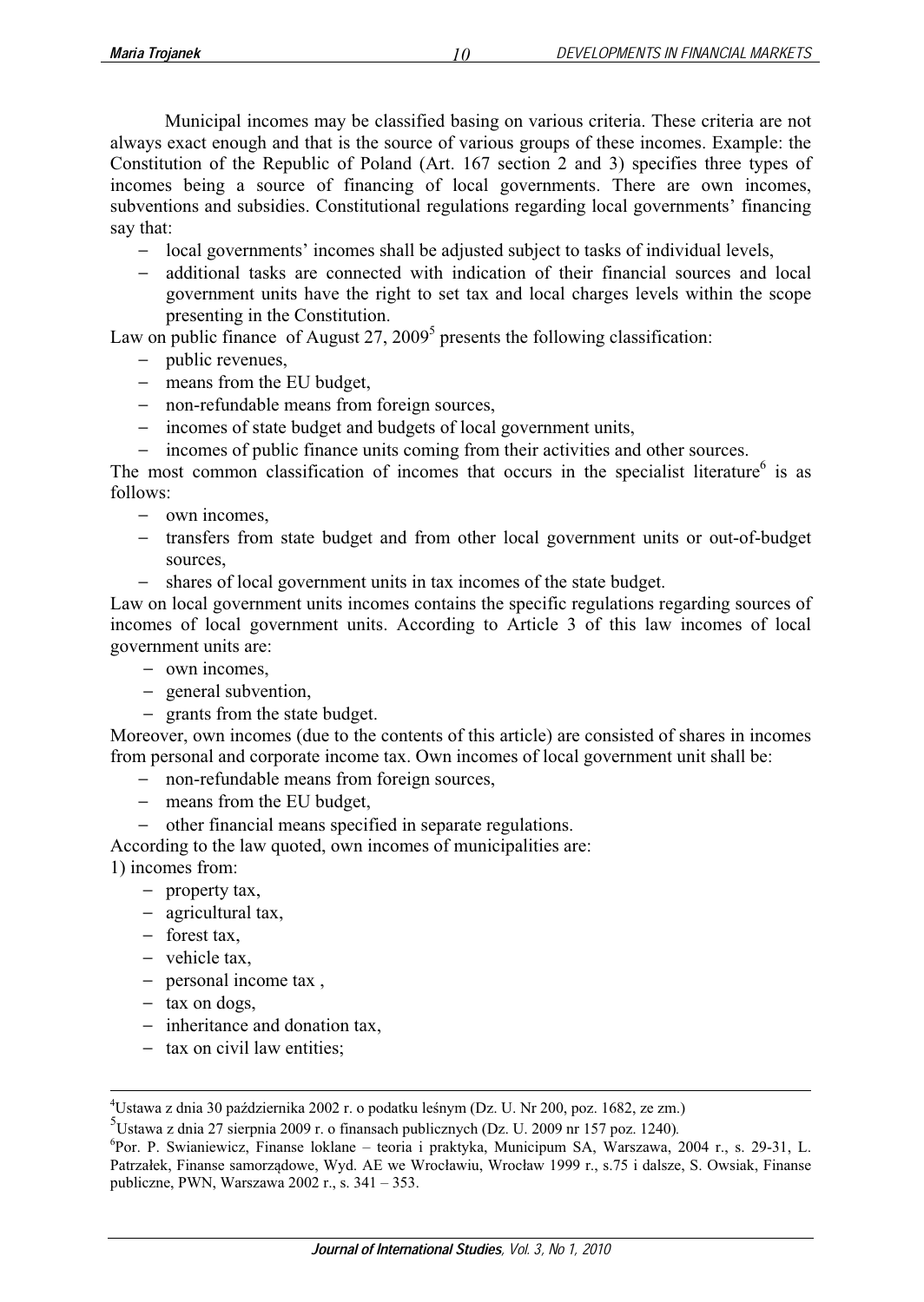Municipal incomes may be classified basing on various criteria. These criteria are not always exact enough and that is the source of various groups of these incomes. Example: the Constitution of the Republic of Poland (Art. 167 section 2 and 3) specifies three types of incomes being a source of financing of local governments. There are own incomes, subventions and subsidies. Constitutional regulations regarding local governments' financing say that:

- local governments' incomes shall be adjusted subject to tasks of individual levels,
- additional tasks are connected with indication of their financial sources and local government units have the right to set tax and local charges levels within the scope presenting in the Constitution.

Law on public finance of August 27, 2009[5] presents the following classification:

- public revenues,
- means from the EU budget,
- non-refundable means from foreign sources,
- incomes of state budget and budgets of local government units,
- incomes of public finance units coming from their activities and other sources.

The most common classification of incomes that occurs in the specialist literature[6] is as follows:

- own incomes,
- transfers from state budget and from other local government units or out-of-budget sources,
- shares of local government units in tax incomes of the state budget.

Law on local government units incomes contains the specific regulations regarding sources of incomes of local government units. According to Article 3 of this law incomes of local government units are:

- own incomes,
- general subvention,
- grants from the state budget.

Moreover, own incomes (due to the contents of this article) are consisted of shares in incomes from personal and corporate income tax. Own incomes of local government unit shall be:

- non-refundable means from foreign sources,
- means from the EU budget,
- other financial means specified in separate regulations.

According to the law quoted, own incomes of municipalities are:

1) incomes from:

- property tax,
- agricultural tax,
- forest tax,
- vehicle tax,
- personal income tax ,
- tax on dogs,
- inheritance and donation tax,
- tax on civil law entities;

---

[4]Ustawa z dnia 30 października 2002 r. o podatku leśnym (Dz. U. Nr 200, poz. 1682, ze zm.)

[5]Ustawa z dnia 27 sierpnia 2009 r. o finansach publicznych (Dz. U. 2009 nr 157 poz. 1240).

[6]Por. P. Swianiewicz, Finanse loklane – teoria i praktyka, Municipum SA, Warszawa, 2004 r., s. 29-31, L. Patrzałek, Finanse samorządowe, Wyd. AE we Wrocławiu, Wrocław 1999 r., s.75 i dalsze, S. Owsiak, Finanse publiczne, PWN, Warszawa 2002 r., s. 341 – 353.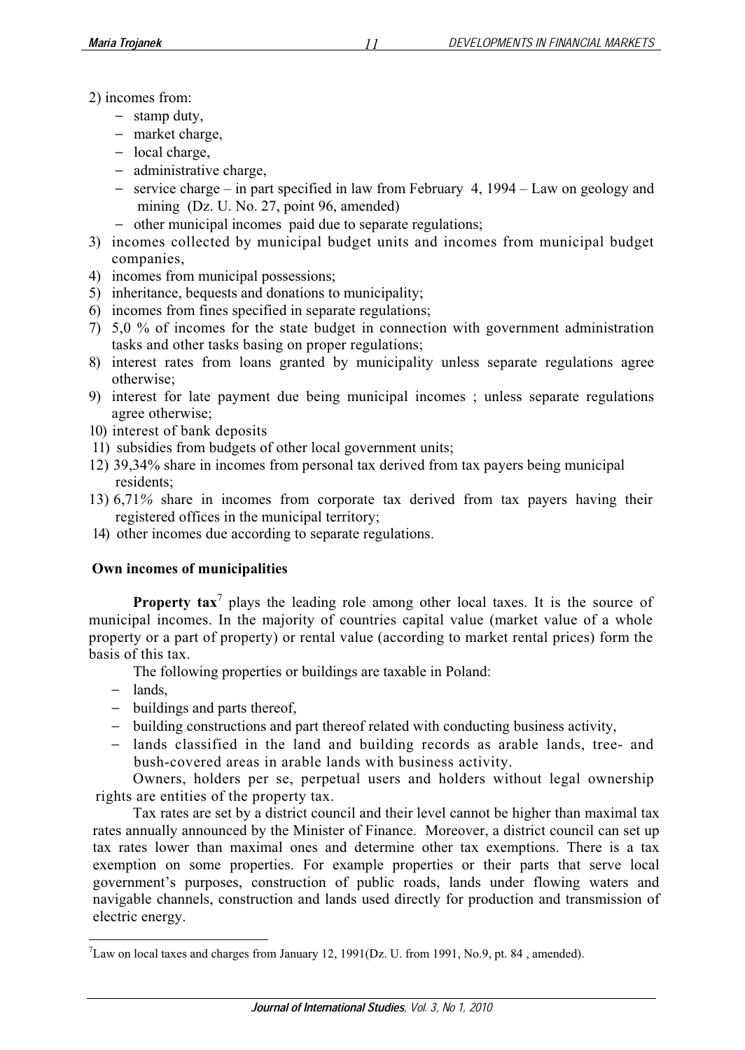2) incomes from:
   - stamp duty,
   - market charge,
   - local charge,
   - administrative charge,
   - service charge – in part specified in law from February 4, 1994 – Law on geology and mining (Dz. U. No. 27, point 96, amended)
   - other municipal incomes paid due to separate regulations;
3) incomes collected by municipal budget units and incomes from municipal budget companies,
4) incomes from municipal possessions;
5) inheritance, bequests and donations to municipality;
6) incomes from fines specified in separate regulations;
7) 5,0 % of incomes for the state budget in connection with government administration tasks and other tasks basing on proper regulations;
8) interest rates from loans granted by municipality unless separate regulations agree otherwise;
9) interest for late payment due being municipal incomes ; unless separate regulations agree otherwise;
10) interest of bank deposits
11) subsidies from budgets of other local government units;
12) 39,34% share in incomes from personal tax derived from tax payers being municipal residents;
13) 6,71% share in incomes from corporate tax derived from tax payers having their registered offices in the municipal territory;
14) other incomes due according to separate regulations.

**Own incomes of municipalities**

**Property tax**[7] plays the leading role among other local taxes. It is the source of municipal incomes. In the majority of countries capital value (market value of a whole property or a part of property) or rental value (according to market rental prices) form the basis of this tax.

The following properties or buildings are taxable in Poland:

- lands,
- buildings and parts thereof,
- building constructions and part thereof related with conducting business activity,
- lands classified in the land and building records as arable lands, tree- and bush-covered areas in arable lands with business activity.

Owners, holders per se, perpetual users and holders without legal ownership rights are entities of the property tax.

Tax rates are set by a district council and their level cannot be higher than maximal tax rates annually announced by the Minister of Finance. Moreover, a district council can set up tax rates lower than maximal ones and determine other tax exemptions. There is a tax exemption on some properties. For example properties or their parts that serve local government's purposes, construction of public roads, lands under flowing waters and navigable channels, construction and lands used directly for production and transmission of electric energy.

[7] Law on local taxes and charges from January 12, 1991(Dz. U. from 1991, No.9, pt. 84 , amended).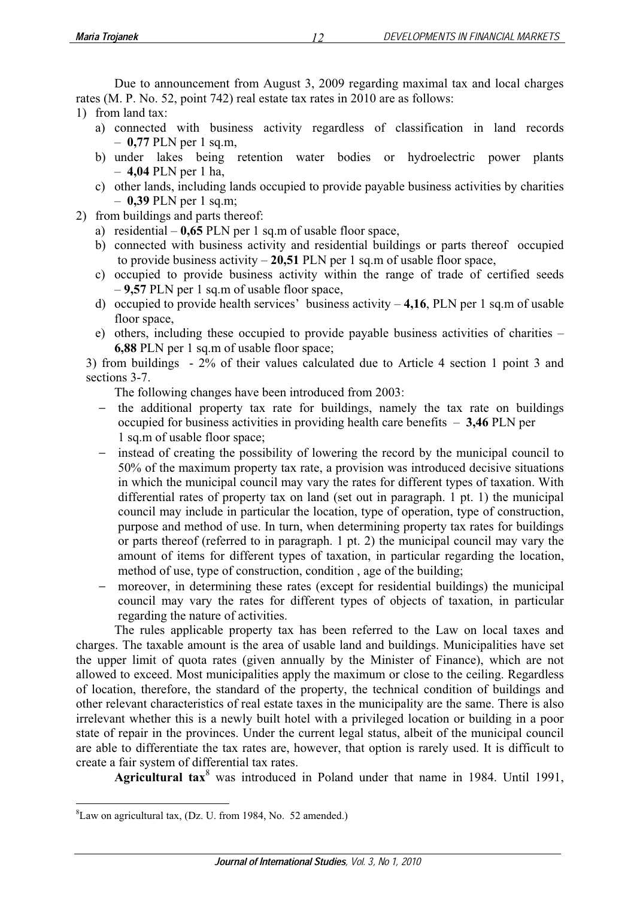Due to announcement from August 3, 2009 regarding maximal tax and local charges rates (M. P. No. 52, point 742) real estate tax rates in 2010 are as follows:

1) from land tax:
   a) connected with business activity regardless of classification in land records – **0,77** PLN per 1 sq.m,
   b) under lakes being retention water bodies or hydroelectric power plants – **4,04** PLN per 1 ha,
   c) other lands, including lands occupied to provide payable business activities by charities – **0,39** PLN per 1 sq.m;
2) from buildings and parts thereof:
   a) residential – **0,65** PLN per 1 sq.m of usable floor space,
   b) connected with business activity and residential buildings or parts thereof occupied to provide business activity – **20,51** PLN per 1 sq.m of usable floor space,
   c) occupied to provide business activity within the range of trade of certified seeds – **9,57** PLN per 1 sq.m of usable floor space,
   d) occupied to provide health services' business activity – **4,16**, PLN per 1 sq.m of usable floor space,
   e) others, including these occupied to provide payable business activities of charities – **6,88** PLN per 1 sq.m of usable floor space;

3) from buildings - 2% of their values calculated due to Article 4 section 1 point 3 and sections 3-7.

The following changes have been introduced from 2003:

- the additional property tax rate for buildings, namely the tax rate on buildings occupied for business activities in providing health care benefits – **3,46** PLN per 1 sq.m of usable floor space;
- instead of creating the possibility of lowering the record by the municipal council to 50% of the maximum property tax rate, a provision was introduced decisive situations in which the municipal council may vary the rates for different types of taxation. With differential rates of property tax on land (set out in paragraph. 1 pt. 1) the municipal council may include in particular the location, type of operation, type of construction, purpose and method of use. In turn, when determining property tax rates for buildings or parts thereof (referred to in paragraph. 1 pt. 2) the municipal council may vary the amount of items for different types of taxation, in particular regarding the location, method of use, type of construction, condition , age of the building;
- moreover, in determining these rates (except for residential buildings) the municipal council may vary the rates for different types of objects of taxation, in particular regarding the nature of activities.

The rules applicable property tax has been referred to the Law on local taxes and charges. The taxable amount is the area of usable land and buildings. Municipalities have set the upper limit of quota rates (given annually by the Minister of Finance), which are not allowed to exceed. Most municipalities apply the maximum or close to the ceiling. Regardless of location, therefore, the standard of the property, the technical condition of buildings and other relevant characteristics of real estate taxes in the municipality are the same. There is also irrelevant whether this is a newly built hotel with a privileged location or building in a poor state of repair in the provinces. Under the current legal status, albeit of the municipal council are able to differentiate the tax rates are, however, that option is rarely used. It is difficult to create a fair system of differential tax rates.

**Agricultural tax**[8] was introduced in Poland under that name in 1984. Until 1991,

[8] Law on agricultural tax, (Dz. U. from 1984, No. 52 amended.)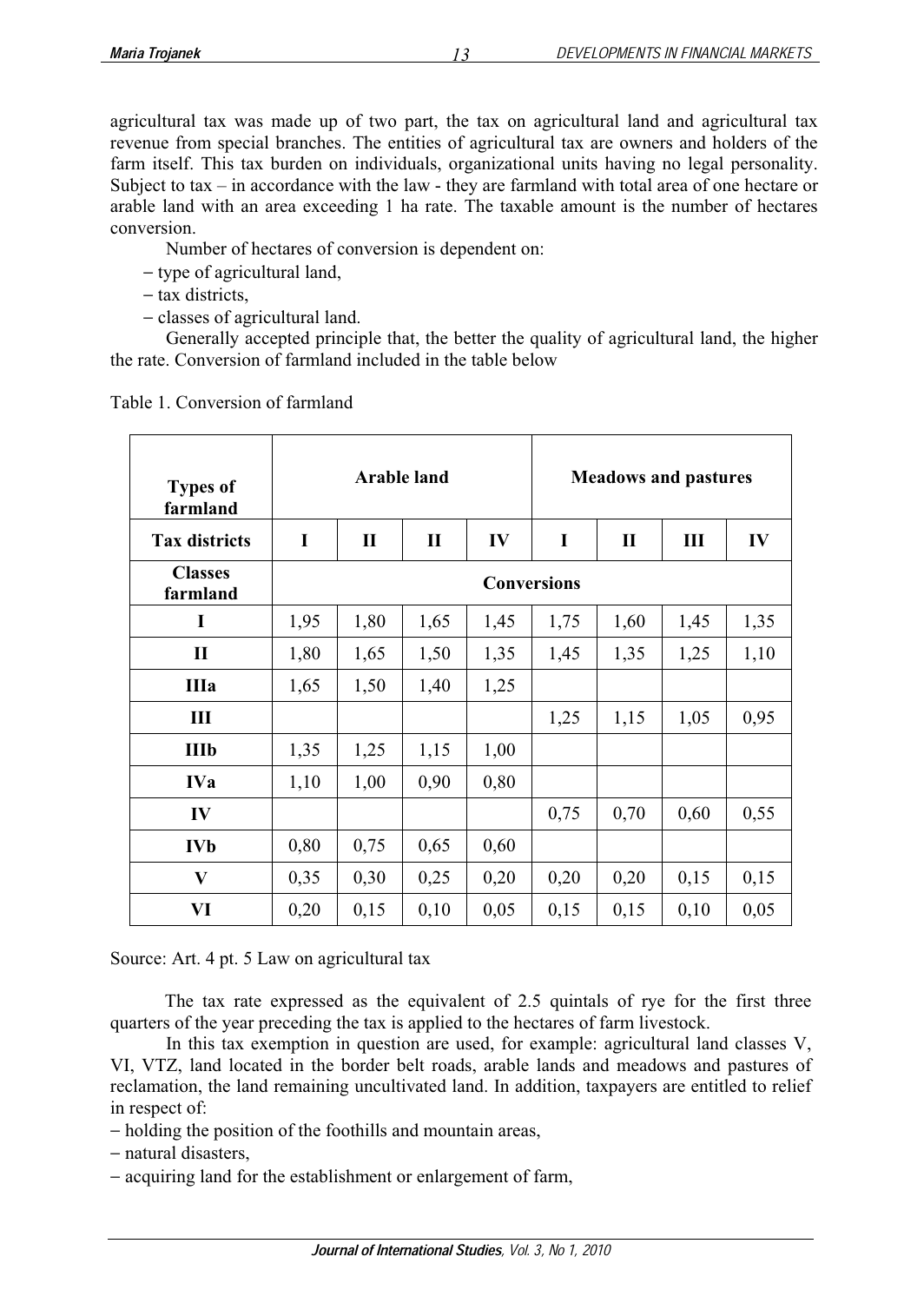agricultural tax was made up of two part, the tax on agricultural land and agricultural tax revenue from special branches. The entities of agricultural tax are owners and holders of the farm itself. This tax burden on individuals, organizational units having no legal personality. Subject to tax – in accordance with the law - they are farmland with total area of one hectare or arable land with an area exceeding 1 ha rate. The taxable amount is the number of hectares conversion.

Number of hectares of conversion is dependent on:

- type of agricultural land,
- tax districts,
- classes of agricultural land.

Generally accepted principle that, the better the quality of agricultural land, the higher the rate. Conversion of farmland included in the table below

Table 1. Conversion of farmland

| **Types of farmland** | **Arable land** | | | | **Meadows and pastures** | | | |
|---|---|---|---|---|---|---|---|---|
| **Tax districts** | **I** | **II** | **II** | **IV** | **I** | **II** | **III** | **IV** |
| **Classes farmland** | **Conversions** | | | | | | | |
| **I** | 1,95 | 1,80 | 1,65 | 1,45 | 1,75 | 1,60 | 1,45 | 1,35 |
| **II** | 1,80 | 1,65 | 1,50 | 1,35 | 1,45 | 1,35 | 1,25 | 1,10 |
| **IIIa** | 1,65 | 1,50 | 1,40 | 1,25 | | | | |
| **III** | | | | | 1,25 | 1,15 | 1,05 | 0,95 |
| **IIIb** | 1,35 | 1,25 | 1,15 | 1,00 | | | | |
| **IVa** | 1,10 | 1,00 | 0,90 | 0,80 | | | | |
| **IV** | | | | | 0,75 | 0,70 | 0,60 | 0,55 |
| **IVb** | 0,80 | 0,75 | 0,65 | 0,60 | | | | |
| **V** | 0,35 | 0,30 | 0,25 | 0,20 | 0,20 | 0,20 | 0,15 | 0,15 |
| **VI** | 0,20 | 0,15 | 0,10 | 0,05 | 0,15 | 0,15 | 0,10 | 0,05 |

Source: Art. 4 pt. 5 Law on agricultural tax

The tax rate expressed as the equivalent of 2.5 quintals of rye for the first three quarters of the year preceding the tax is applied to the hectares of farm livestock.

In this tax exemption in question are used, for example: agricultural land classes V, VI, VTZ, land located in the border belt roads, arable lands and meadows and pastures of reclamation, the land remaining uncultivated land. In addition, taxpayers are entitled to relief in respect of:

- holding the position of the foothills and mountain areas,
- natural disasters,
- acquiring land for the establishment or enlargement of farm,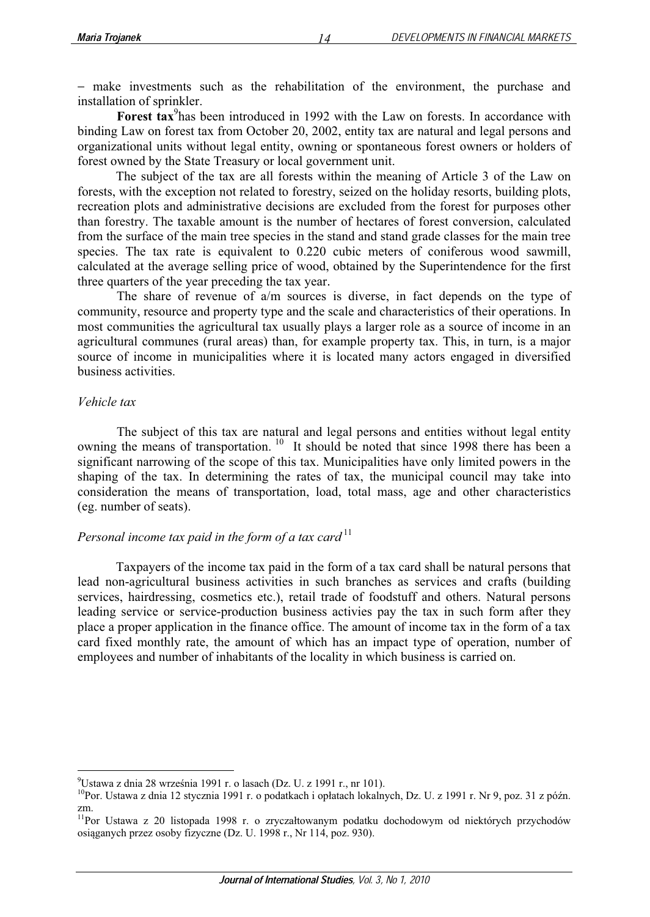– make investments such as the rehabilitation of the environment, the purchase and installation of sprinkler.

**Forest tax**[9] has been introduced in 1992 with the Law on forests. In accordance with binding Law on forest tax from October 20, 2002, entity tax are natural and legal persons and organizational units without legal entity, owning or spontaneous forest owners or holders of forest owned by the State Treasury or local government unit.

The subject of the tax are all forests within the meaning of Article 3 of the Law on forests, with the exception not related to forestry, seized on the holiday resorts, building plots, recreation plots and administrative decisions are excluded from the forest for purposes other than forestry. The taxable amount is the number of hectares of forest conversion, calculated from the surface of the main tree species in the stand and stand grade classes for the main tree species. The tax rate is equivalent to 0.220 cubic meters of coniferous wood sawmill, calculated at the average selling price of wood, obtained by the Superintendence for the first three quarters of the year preceding the tax year.

The share of revenue of a/m sources is diverse, in fact depends on the type of community, resource and property type and the scale and characteristics of their operations. In most communities the agricultural tax usually plays a larger role as a source of income in an agricultural communes (rural areas) than, for example property tax. This, in turn, is a major source of income in municipalities where it is located many actors engaged in diversified business activities.

*Vehicle tax*

The subject of this tax are natural and legal persons and entities without legal entity owning the means of transportation.[10] It should be noted that since 1998 there has been a significant narrowing of the scope of this tax. Municipalities have only limited powers in the shaping of the tax. In determining the rates of tax, the municipal council may take into consideration the means of transportation, load, total mass, age and other characteristics (eg. number of seats).

*Personal income tax paid in the form of a tax card*[11]

Taxpayers of the income tax paid in the form of a tax card shall be natural persons that lead non-agricultural business activities in such branches as services and crafts (building services, hairdressing, cosmetics etc.), retail trade of foodstuff and others. Natural persons leading service or service-production business activies pay the tax in such form after they place a proper application in the finance office. The amount of income tax in the form of a tax card fixed monthly rate, the amount of which has an impact type of operation, number of employees and number of inhabitants of the locality in which business is carried on.

---

[9] Ustawa z dnia 28 września 1991 r. o lasach (Dz. U. z 1991 r., nr 101).

[10] Por. Ustawa z dnia 12 stycznia 1991 r. o podatkach i opłatach lokalnych, Dz. U. z 1991 r. Nr 9, poz. 31 z późn. zm.

[11] Por Ustawa z 20 listopada 1998 r. o zryczałtowanym podatku dochodowym od niektórych przychodów osiąganych przez osoby fizyczne (Dz. U. 1998 r., Nr 114, poz. 930).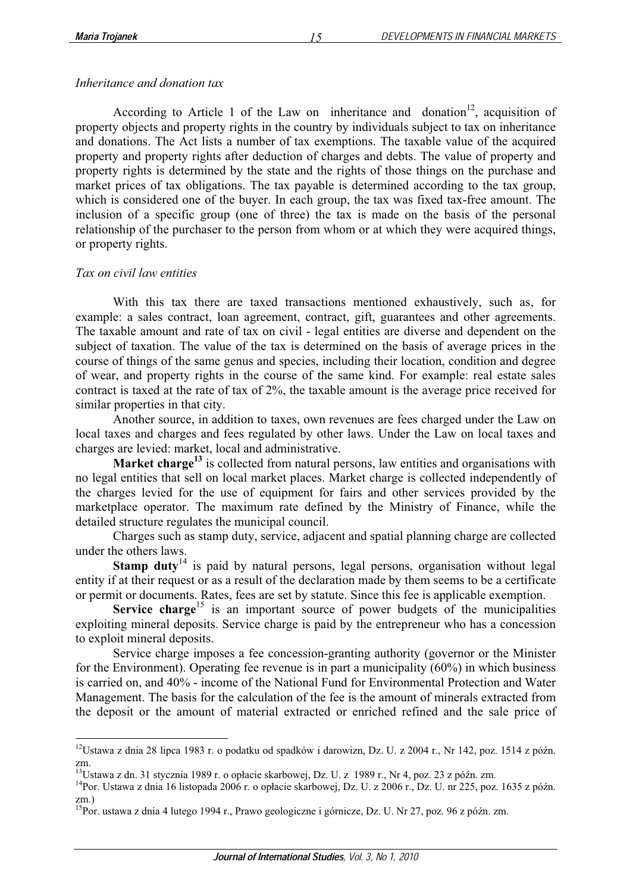*Inheritance and donation tax*

According to Article 1 of the Law on inheritance and donation[12], acquisition of property objects and property rights in the country by individuals subject to tax on inheritance and donations. The Act lists a number of tax exemptions. The taxable value of the acquired property and property rights after deduction of charges and debts. The value of property and property rights is determined by the state and the rights of those things on the purchase and market prices of tax obligations. The tax payable is determined according to the tax group, which is considered one of the buyer. In each group, the tax was fixed tax-free amount. The inclusion of a specific group (one of three) the tax is made on the basis of the personal relationship of the purchaser to the person from whom or at which they were acquired things, or property rights.

*Tax on civil law entities*

With this tax there are taxed transactions mentioned exhaustively, such as, for example: a sales contract, loan agreement, contract, gift, guarantees and other agreements. The taxable amount and rate of tax on civil - legal entities are diverse and dependent on the subject of taxation. The value of the tax is determined on the basis of average prices in the course of things of the same genus and species, including their location, condition and degree of wear, and property rights in the course of the same kind. For example: real estate sales contract is taxed at the rate of tax of 2%, the taxable amount is the average price received for similar properties in that city.

Another source, in addition to taxes, own revenues are fees charged under the Law on local taxes and charges and fees regulated by other laws. Under the Law on local taxes and charges are levied: market, local and administrative.

**Market charge**[13] is collected from natural persons, law entities and organisations with no legal entities that sell on local market places. Market charge is collected independently of the charges levied for the use of equipment for fairs and other services provided by the marketplace operator. The maximum rate defined by the Ministry of Finance, while the detailed structure regulates the municipal council.

Charges such as stamp duty, service, adjacent and spatial planning charge are collected under the others laws.

**Stamp duty**[14] is paid by natural persons, legal persons, organisation without legal entity if at their request or as a result of the declaration made by them seems to be a certificate or permit or documents. Rates, fees are set by statute. Since this fee is applicable exemption.

**Service charge**[15] is an important source of power budgets of the municipalities exploiting mineral deposits. Service charge is paid by the entrepreneur who has a concession to exploit mineral deposits.

Service charge imposes a fee concession-granting authority (governor or the Minister for the Environment). Operating fee revenue is in part a municipality (60%) in which business is carried on, and 40% - income of the National Fund for Environmental Protection and Water Management. The basis for the calculation of the fee is the amount of minerals extracted from the deposit or the amount of material extracted or enriched refined and the sale price of

---

[12] Ustawa z dnia 28 lipca 1983 r. o podatku od spadków i darowizn, Dz. U. z 2004 r., Nr 142, poz. 1514 z późn. zm.

[13] Ustawa z dn. 31 stycznia 1989 r. o opłacie skarbowej, Dz. U. z 1989 r., Nr 4, poz. 23 z późn. zm.

[14] Por. Ustawa z dnia 16 listopada 2006 r. o opłacie skarbowej, Dz. U. z 2006 r., Dz. U. nr 225, poz. 1635 z późn. zm.)

[15] Por. ustawa z dnia 4 lutego 1994 r., Prawo geologiczne i górnicze, Dz. U. Nr 27, poz. 96 z późn. zm.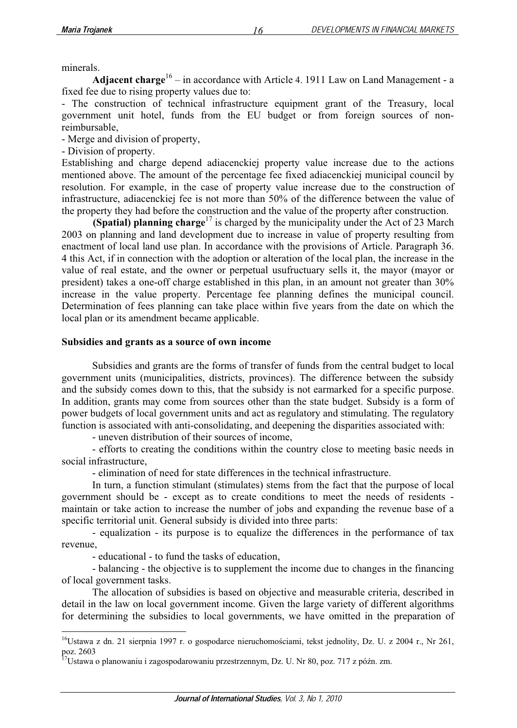minerals.

**Adjacent charge**[16] – in accordance with Article 4. 1911 Law on Land Management - a fixed fee due to rising property values due to:

- The construction of technical infrastructure equipment grant of the Treasury, local government unit hotel, funds from the EU budget or from foreign sources of non-reimbursable,
- Merge and division of property,
- Division of property.

Establishing and charge depend adiacenckiej property value increase due to the actions mentioned above. The amount of the percentage fee fixed adiacenckiej municipal council by resolution. For example, in the case of property value increase due to the construction of infrastructure, adiacenckiej fee is not more than 50% of the difference between the value of the property they had before the construction and the value of the property after construction.

**(Spatial) planning charge**[17] is charged by the municipality under the Act of 23 March 2003 on planning and land development due to increase in value of property resulting from enactment of local land use plan. In accordance with the provisions of Article. Paragraph 36. 4 this Act, if in connection with the adoption or alteration of the local plan, the increase in the value of real estate, and the owner or perpetual usufructuary sells it, the mayor (mayor or president) takes a one-off charge established in this plan, in an amount not greater than 30% increase in the value property. Percentage fee planning defines the municipal council. Determination of fees planning can take place within five years from the date on which the local plan or its amendment became applicable.

**Subsidies and grants as a source of own income**

Subsidies and grants are the forms of transfer of funds from the central budget to local government units (municipalities, districts, provinces). The difference between the subsidy and the subsidy comes down to this, that the subsidy is not earmarked for a specific purpose. In addition, grants may come from sources other than the state budget. Subsidy is a form of power budgets of local government units and act as regulatory and stimulating. The regulatory function is associated with anti-consolidating, and deepening the disparities associated with:

- uneven distribution of their sources of income,
- efforts to creating the conditions within the country close to meeting basic needs in social infrastructure,
- elimination of need for state differences in the technical infrastructure.

In turn, a function stimulant (stimulates) stems from the fact that the purpose of local government should be - except as to create conditions to meet the needs of residents - maintain or take action to increase the number of jobs and expanding the revenue base of a specific territorial unit. General subsidy is divided into three parts:

- equalization - its purpose is to equalize the differences in the performance of tax revenue,
- educational - to fund the tasks of education,
- balancing - the objective is to supplement the income due to changes in the financing of local government tasks.

The allocation of subsidies is based on objective and measurable criteria, described in detail in the law on local government income. Given the large variety of different algorithms for determining the subsidies to local governments, we have omitted in the preparation of

---

[16]Ustawa z dn. 21 sierpnia 1997 r. o gospodarce nieruchomościami, tekst jednolity, Dz. U. z 2004 r., Nr 261, poz. 2603

[17]Ustawa o planowaniu i zagospodarowaniu przestrzennym, Dz. U. Nr 80, poz. 717 z późn. zm.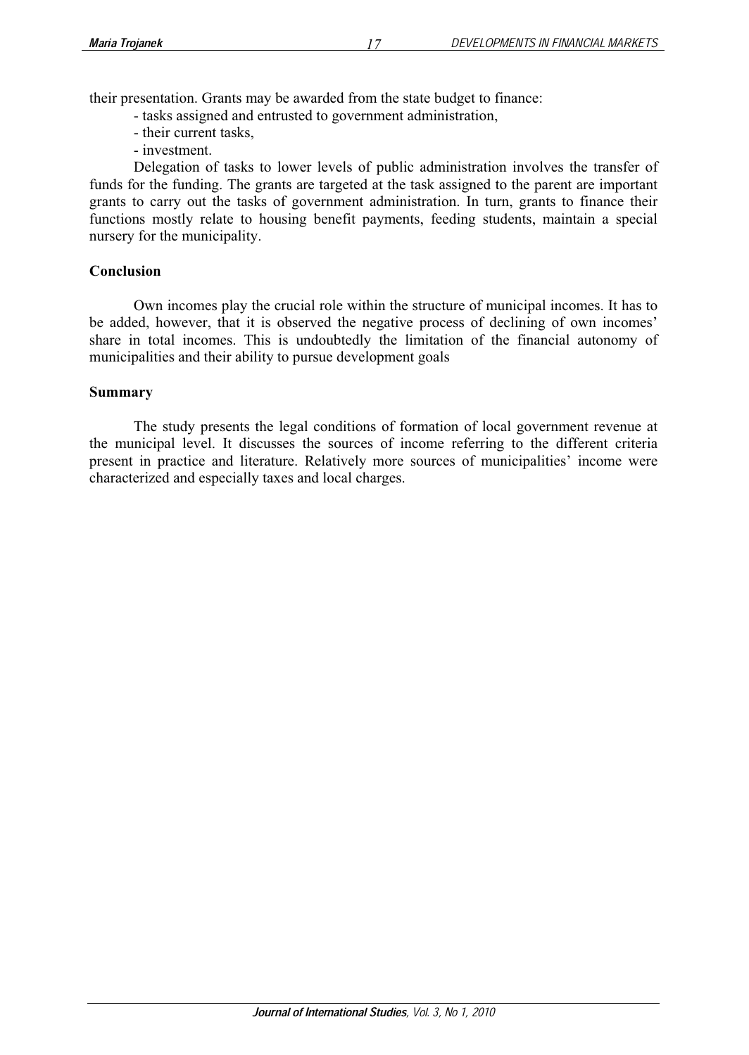their presentation. Grants may be awarded from the state budget to finance:

- tasks assigned and entrusted to government administration,
- their current tasks,
- investment.

Delegation of tasks to lower levels of public administration involves the transfer of funds for the funding. The grants are targeted at the task assigned to the parent are important grants to carry out the tasks of government administration. In turn, grants to finance their functions mostly relate to housing benefit payments, feeding students, maintain a special nursery for the municipality.

## Conclusion

Own incomes play the crucial role within the structure of municipal incomes. It has to be added, however, that it is observed the negative process of declining of own incomes' share in total incomes. This is undoubtedly the limitation of the financial autonomy of municipalities and their ability to pursue development goals

## Summary

The study presents the legal conditions of formation of local government revenue at the municipal level. It discusses the sources of income referring to the different criteria present in practice and literature. Relatively more sources of municipalities' income were characterized and especially taxes and local charges.